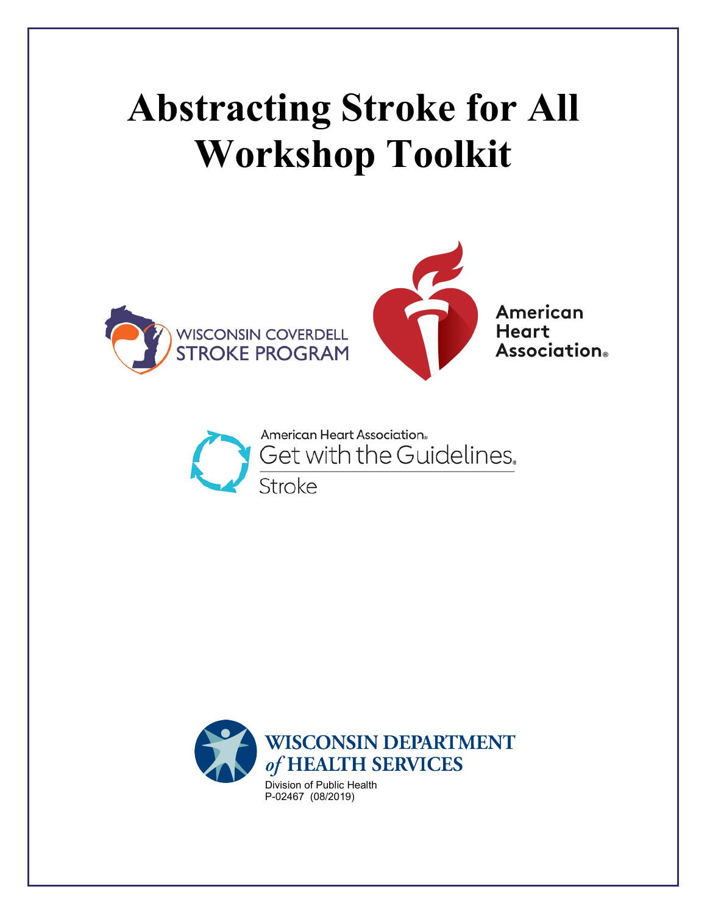# Abstracting Stroke for All Workshop Toolkit

WISCONSIN COVERDELL STROKE PROGRAM

American Heart Association®

American Heart Association® Get with the Guidelines® Stroke

WISCONSIN DEPARTMENT of HEALTH SERVICES

Division of Public Health
P-02467 (08/2019)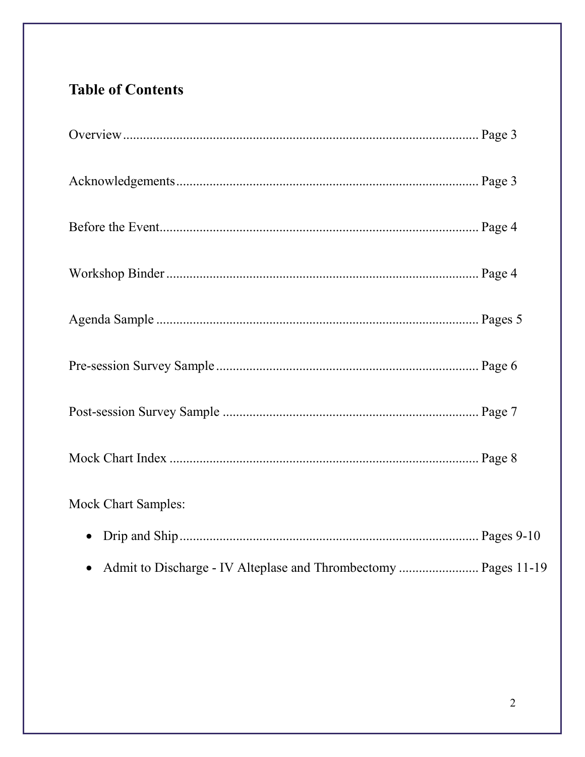## Table of Contents

Overview ........................................................................................... Page 3

Acknowledgements ........................................................................... Page 3

Before the Event ................................................................................ Page 4

Workshop Binder .............................................................................. Page 4

Agenda Sample .................................................................................. Pages 5

Pre-session Survey Sample ................................................................ Page 6

Post-session Survey Sample .............................................................. Page 7

Mock Chart Index .............................................................................. Page 8

Mock Chart Samples:

- Drip and Ship ........................................................................... Pages 9-10
- Admit to Discharge - IV Alteplase and Thrombectomy ........................ Pages 11-19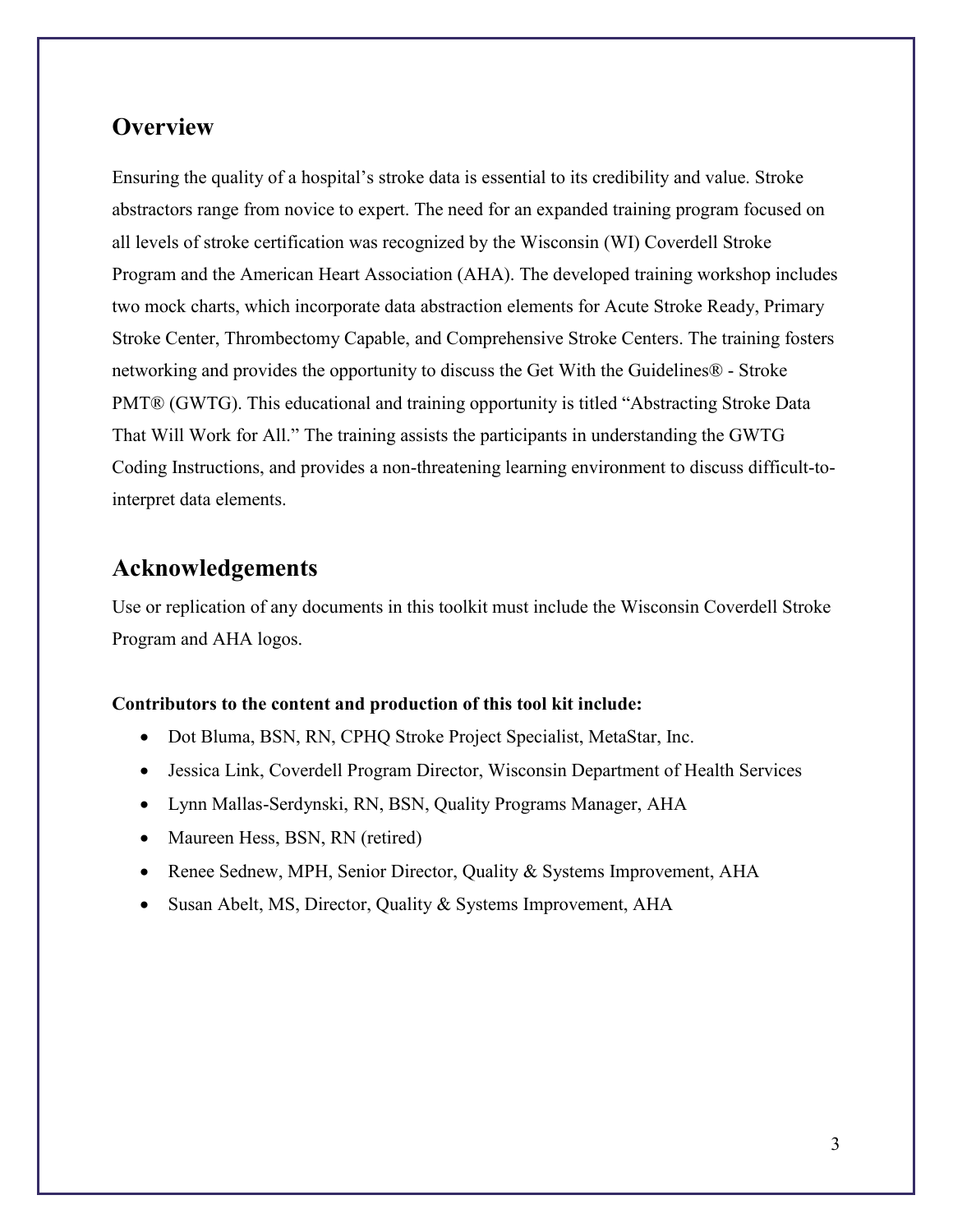## Overview

Ensuring the quality of a hospital's stroke data is essential to its credibility and value. Stroke abstractors range from novice to expert. The need for an expanded training program focused on all levels of stroke certification was recognized by the Wisconsin (WI) Coverdell Stroke Program and the American Heart Association (AHA). The developed training workshop includes two mock charts, which incorporate data abstraction elements for Acute Stroke Ready, Primary Stroke Center, Thrombectomy Capable, and Comprehensive Stroke Centers. The training fosters networking and provides the opportunity to discuss the Get With the Guidelines® - Stroke PMT® (GWTG). This educational and training opportunity is titled "Abstracting Stroke Data That Will Work for All." The training assists the participants in understanding the GWTG Coding Instructions, and provides a non-threatening learning environment to discuss difficult-to-interpret data elements.

## Acknowledgements

Use or replication of any documents in this toolkit must include the Wisconsin Coverdell Stroke Program and AHA logos.

**Contributors to the content and production of this tool kit include:**

- Dot Bluma, BSN, RN, CPHQ Stroke Project Specialist, MetaStar, Inc.
- Jessica Link, Coverdell Program Director, Wisconsin Department of Health Services
- Lynn Mallas-Serdynski, RN, BSN, Quality Programs Manager, AHA
- Maureen Hess, BSN, RN (retired)
- Renee Sednew, MPH, Senior Director, Quality & Systems Improvement, AHA
- Susan Abelt, MS, Director, Quality & Systems Improvement, AHA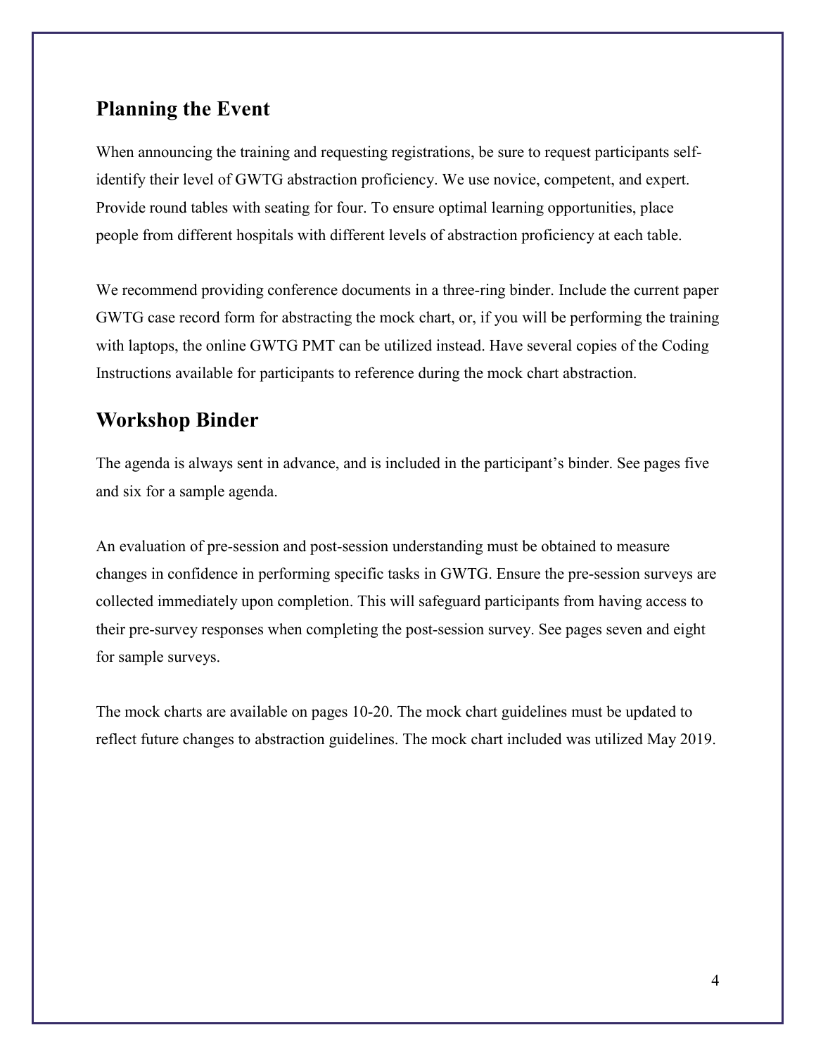## Planning the Event

When announcing the training and requesting registrations, be sure to request participants self-identify their level of GWTG abstraction proficiency. We use novice, competent, and expert. Provide round tables with seating for four. To ensure optimal learning opportunities, place people from different hospitals with different levels of abstraction proficiency at each table.

We recommend providing conference documents in a three-ring binder. Include the current paper GWTG case record form for abstracting the mock chart, or, if you will be performing the training with laptops, the online GWTG PMT can be utilized instead. Have several copies of the Coding Instructions available for participants to reference during the mock chart abstraction.

## Workshop Binder

The agenda is always sent in advance, and is included in the participant's binder. See pages five and six for a sample agenda.

An evaluation of pre-session and post-session understanding must be obtained to measure changes in confidence in performing specific tasks in GWTG. Ensure the pre-session surveys are collected immediately upon completion. This will safeguard participants from having access to their pre-survey responses when completing the post-session survey. See pages seven and eight for sample surveys.

The mock charts are available on pages 10-20. The mock chart guidelines must be updated to reflect future changes to abstraction guidelines. The mock chart included was utilized May 2019.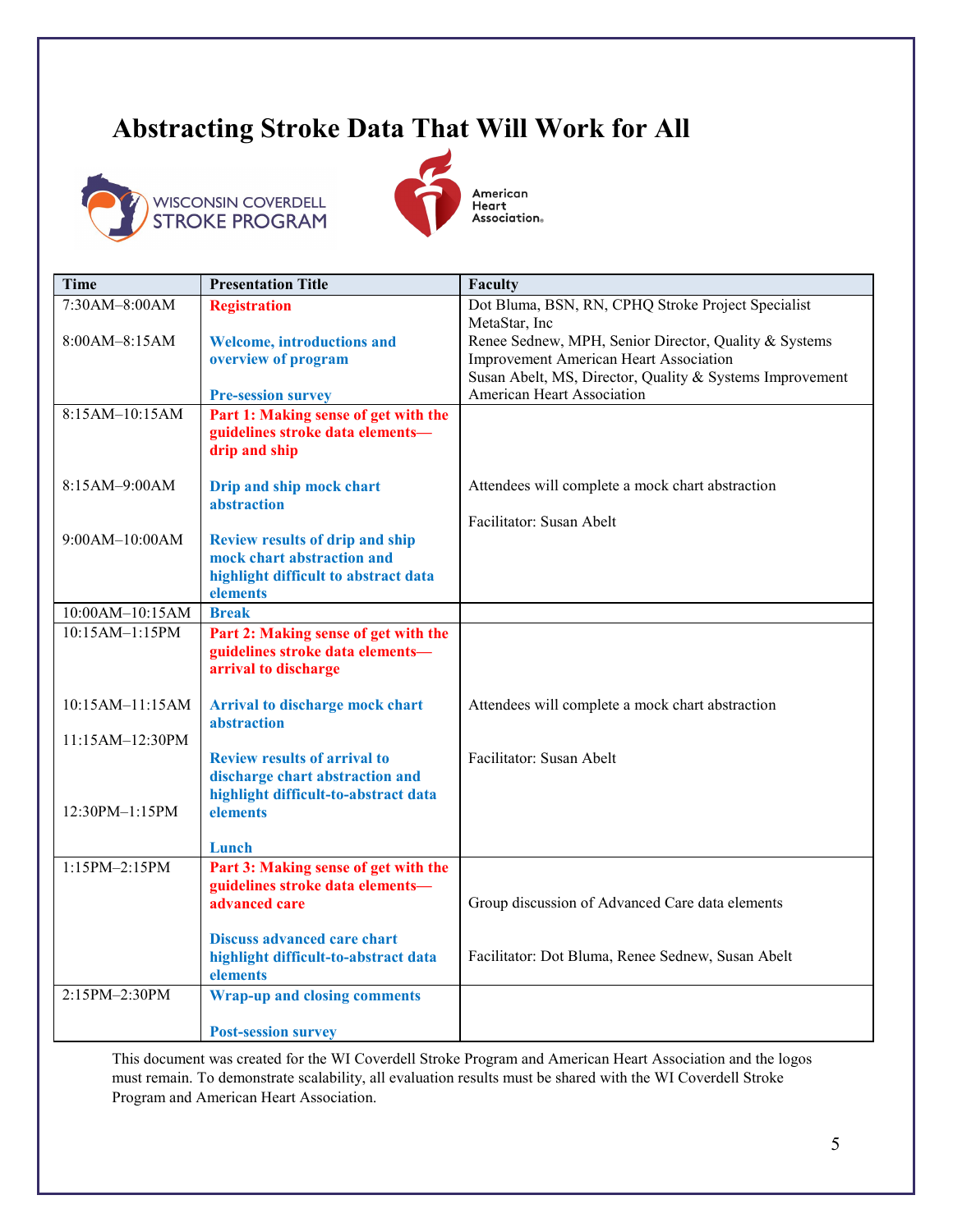# Abstracting Stroke Data That Will Work for All

| Time | Presentation Title | Faculty |
|---|---|---|
| 7:30AM–8:00AM<br><br>8:00AM–8:15AM | **Registration**<br><br>**Welcome, introductions and overview of program**<br><br>**Pre-session survey** | Dot Bluma, BSN, RN, CPHQ Stroke Project Specialist MetaStar, Inc<br>Renee Sednew, MPH, Senior Director, Quality & Systems Improvement American Heart Association<br>Susan Abelt, MS, Director, Quality & Systems Improvement American Heart Association |
| 8:15AM–10:15AM<br><br>8:15AM–9:00AM<br><br>9:00AM–10:00AM | **Part 1: Making sense of get with the guidelines stroke data elements—drip and ship**<br><br>**Drip and ship mock chart abstraction**<br><br>**Review results of drip and ship mock chart abstraction and highlight difficult to abstract data elements** | Attendees will complete a mock chart abstraction<br><br>Facilitator: Susan Abelt |
| 10:00AM–10:15AM | **Break** | |
| 10:15AM–1:15PM<br><br>10:15AM–11:15AM<br><br>11:15AM–12:30PM<br><br>12:30PM–1:15PM | **Part 2: Making sense of get with the guidelines stroke data elements—arrival to discharge**<br><br>**Arrival to discharge mock chart abstraction**<br><br>**Review results of arrival to discharge chart abstraction and highlight difficult-to-abstract data elements**<br><br>**Lunch** | Attendees will complete a mock chart abstraction<br><br>Facilitator: Susan Abelt |
| 1:15PM–2:15PM | **Part 3: Making sense of get with the guidelines stroke data elements—advanced care**<br><br>**Discuss advanced care chart highlight difficult-to-abstract data elements** | Group discussion of Advanced Care data elements<br><br>Facilitator: Dot Bluma, Renee Sednew, Susan Abelt |
| 2:15PM–2:30PM | **Wrap-up and closing comments**<br><br>**Post-session survey** | |

This document was created for the WI Coverdell Stroke Program and American Heart Association and the logos must remain. To demonstrate scalability, all evaluation results must be shared with the WI Coverdell Stroke Program and American Heart Association.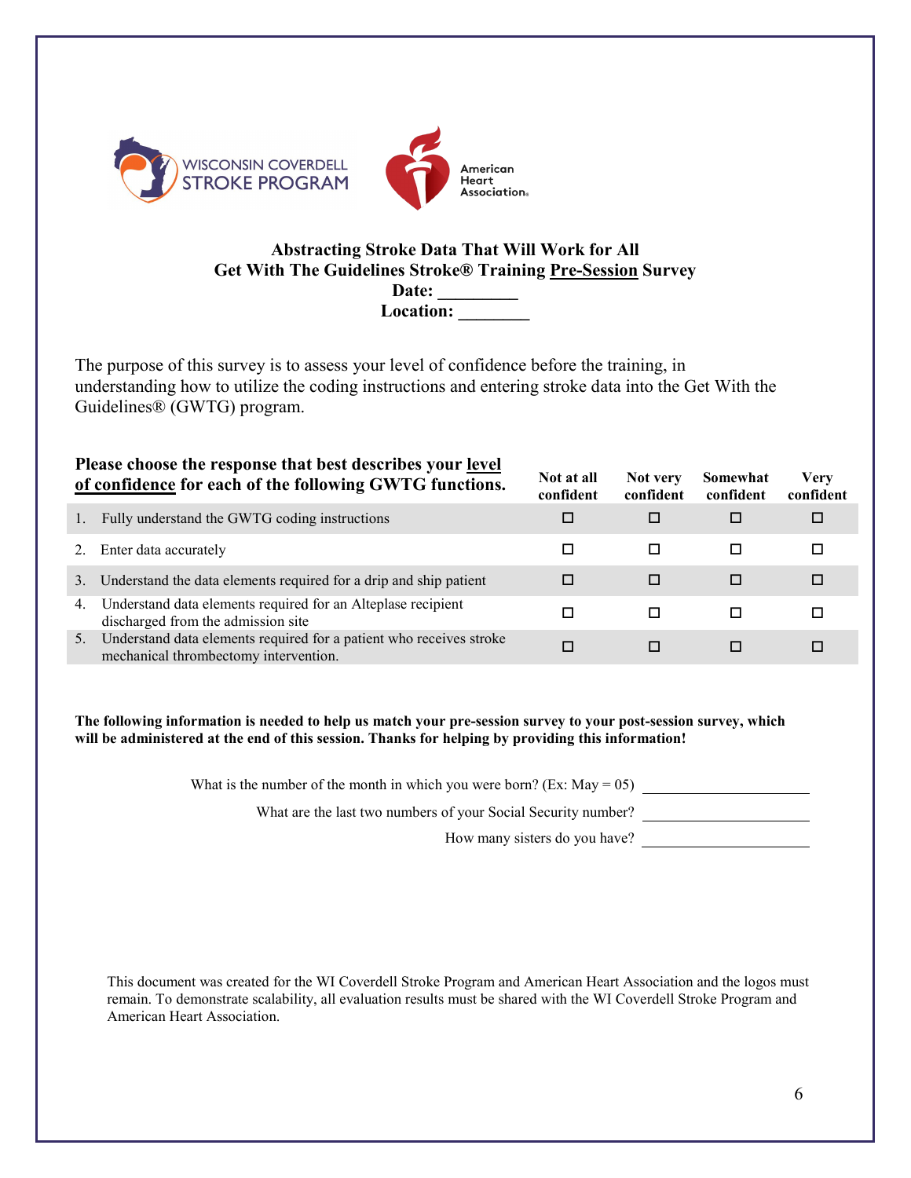**Abstracting Stroke Data That Will Work for All**
**Get With The Guidelines Stroke® Training Pre-Session Survey**
**Date: _________**
**Location: ________**

The purpose of this survey is to assess your level of confidence before the training, in understanding how to utilize the coding instructions and entering stroke data into the Get With the Guidelines® (GWTG) program.

| **Please choose the response that best describes your level of confidence for each of the following GWTG functions.** | **Not at all confident** | **Not very confident** | **Somewhat confident** | **Very confident** |
|---|---|---|---|---|
| 1. Fully understand the GWTG coding instructions | ☐ | ☐ | ☐ | ☐ |
| 2. Enter data accurately | ☐ | ☐ | ☐ | ☐ |
| 3. Understand the data elements required for a drip and ship patient | ☐ | ☐ | ☐ | ☐ |
| 4. Understand data elements required for an Alteplase recipient discharged from the admission site | ☐ | ☐ | ☐ | ☐ |
| 5. Understand data elements required for a patient who receives stroke mechanical thrombectomy intervention. | ☐ | ☐ | ☐ | ☐ |

**The following information is needed to help us match your pre-session survey to your post-session survey, which will be administered at the end of this session. Thanks for helping by providing this information!**

What is the number of the month in which you were born? (Ex: May = 05) ____________________

What are the last two numbers of your Social Security number? ____________________

How many sisters do you have? ____________________

This document was created for the WI Coverdell Stroke Program and American Heart Association and the logos must remain. To demonstrate scalability, all evaluation results must be shared with the WI Coverdell Stroke Program and American Heart Association.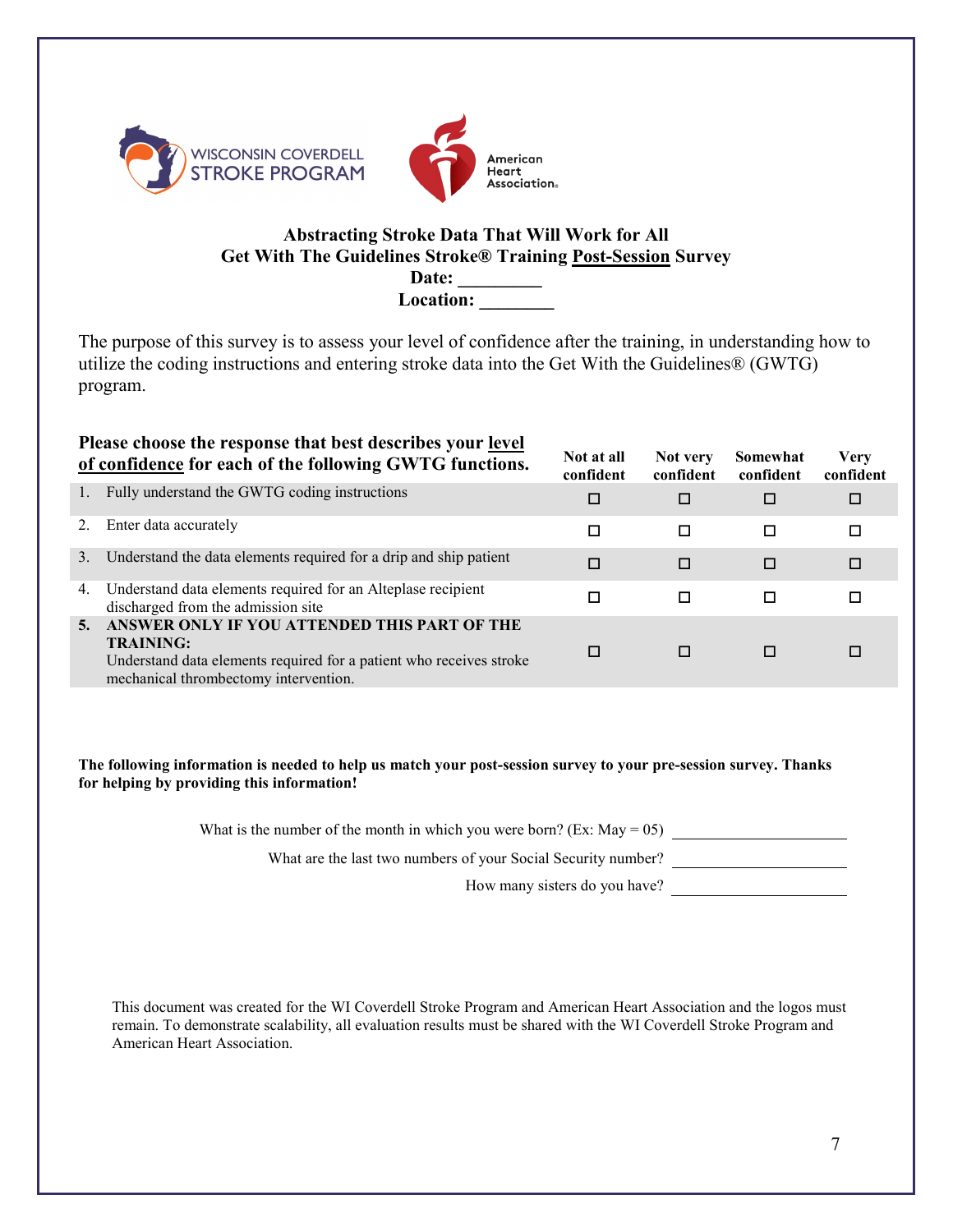WISCONSIN COVERDELL STROKE PROGRAM

American Heart Association.

**Abstracting Stroke Data That Will Work for All**
**Get With The Guidelines Stroke® Training Post-Session Survey**
**Date: _________**
**Location: ________**

The purpose of this survey is to assess your level of confidence after the training, in understanding how to utilize the coding instructions and entering stroke data into the Get With the Guidelines® (GWTG) program.

| **Please choose the response that best describes your level of confidence for each of the following GWTG functions.** | **Not at all confident** | **Not very confident** | **Somewhat confident** | **Very confident** |
|---|---|---|---|---|
| 1. Fully understand the GWTG coding instructions | ☐ | ☐ | ☐ | ☐ |
| 2. Enter data accurately | ☐ | ☐ | ☐ | ☐ |
| 3. Understand the data elements required for a drip and ship patient | ☐ | ☐ | ☐ | ☐ |
| 4. Understand data elements required for an Alteplase recipient discharged from the admission site | ☐ | ☐ | ☐ | ☐ |
| **5. ANSWER ONLY IF YOU ATTENDED THIS PART OF THE TRAINING:** Understand data elements required for a patient who receives stroke mechanical thrombectomy intervention. | ☐ | ☐ | ☐ | ☐ |

**The following information is needed to help us match your post-session survey to your pre-session survey. Thanks for helping by providing this information!**

What is the number of the month in which you were born? (Ex: May = 05) ____________________

What are the last two numbers of your Social Security number? ____________________

How many sisters do you have? ____________________

This document was created for the WI Coverdell Stroke Program and American Heart Association and the logos must remain. To demonstrate scalability, all evaluation results must be shared with the WI Coverdell Stroke Program and American Heart Association.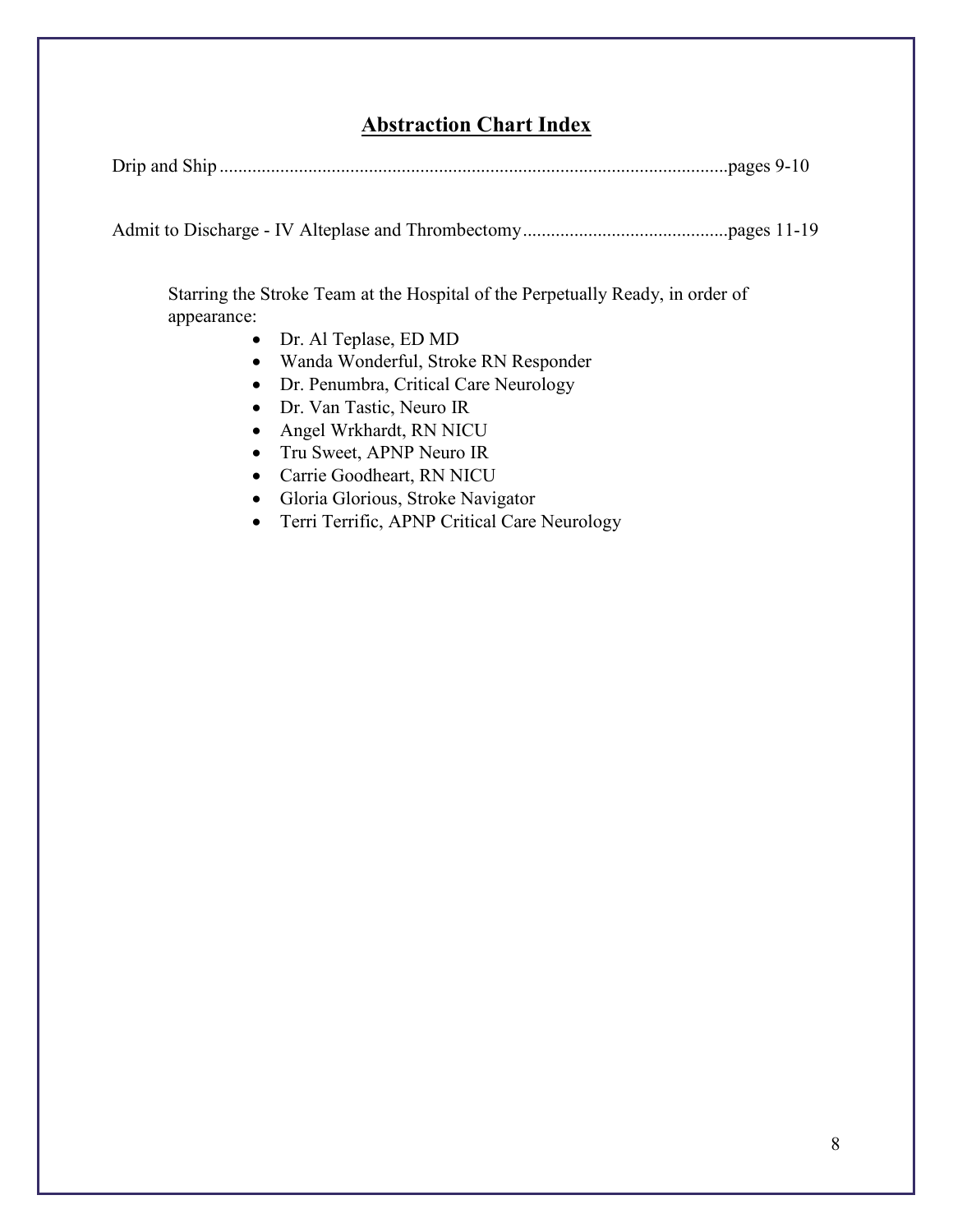## Abstraction Chart Index

Drip and Ship ............................................................................................................pages 9-10

Admit to Discharge - IV Alteplase and Thrombectomy............................................pages 11-19

Starring the Stroke Team at the Hospital of the Perpetually Ready, in order of appearance:

- Dr. Al Teplase, ED MD
- Wanda Wonderful, Stroke RN Responder
- Dr. Penumbra, Critical Care Neurology
- Dr. Van Tastic, Neuro IR
- Angel Wrkhardt, RN NICU
- Tru Sweet, APNP Neuro IR
- Carrie Goodheart, RN NICU
- Gloria Glorious, Stroke Navigator
- Terri Terrific, APNP Critical Care Neurology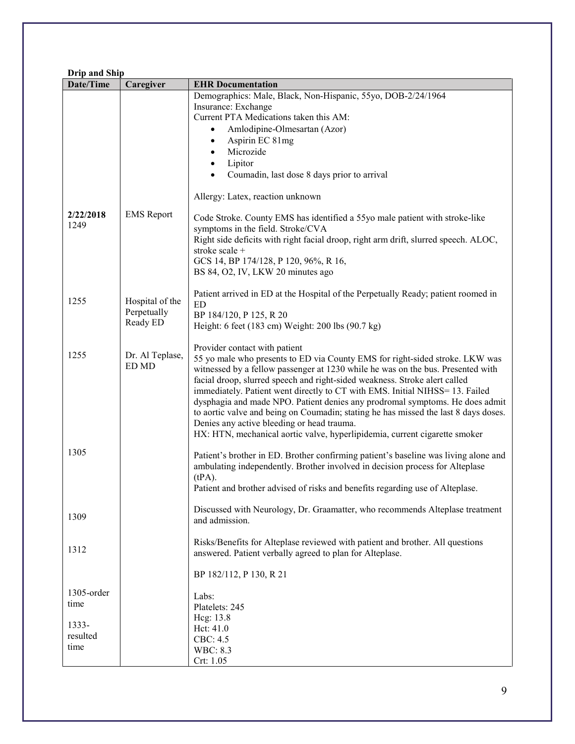**Drip and Ship**

| Date/Time | Caregiver | EHR Documentation |
|---|---|---|
| | | Demographics: Male, Black, Non-Hispanic, 55yo, DOB-2/24/1964<br>Insurance: Exchange<br>Current PTA Medications taken this AM:<br>• Amlodipine-Olmesartan (Azor)<br>• Aspirin EC 81mg<br>• Microzide<br>• Lipitor<br>• Coumadin, last dose 8 days prior to arrival<br><br>Allergy: Latex, reaction unknown |
| **2/22/2018** 1249 | EMS Report | Code Stroke. County EMS has identified a 55yo male patient with stroke-like symptoms in the field. Stroke/CVA<br>Right side deficits with right facial droop, right arm drift, slurred speech. ALOC, stroke scale +<br>GCS 14, BP 174/128, P 120, 96%, R 16,<br>BS 84, O2, IV, LKW 20 minutes ago |
| 1255 | Hospital of the Perpetually Ready ED | Patient arrived in ED at the Hospital of the Perpetually Ready; patient roomed in ED<br>BP 184/120, P 125, R 20<br>Height: 6 feet (183 cm) Weight: 200 lbs (90.7 kg) |
| 1255 | Dr. Al Teplase, ED MD | Provider contact with patient<br>55 yo male who presents to ED via County EMS for right-sided stroke. LKW was witnessed by a fellow passenger at 1230 while he was on the bus. Presented with facial droop, slurred speech and right-sided weakness. Stroke alert called immediately. Patient went directly to CT with EMS. Initial NIHSS= 13. Failed dysphagia and made NPO. Patient denies any prodromal symptoms. He does admit to aortic valve and being on Coumadin; stating he has missed the last 8 days doses. Denies any active bleeding or head trauma.<br>HX: HTN, mechanical aortic valve, hyperlipidemia, current cigarette smoker |
| 1305 | | Patient's brother in ED. Brother confirming patient's baseline was living alone and ambulating independently. Brother involved in decision process for Alteplase (tPA).<br>Patient and brother advised of risks and benefits regarding use of Alteplase. |
| 1309 | | Discussed with Neurology, Dr. Graamatter, who recommends Alteplase treatment and admission. |
| 1312 | | Risks/Benefits for Alteplase reviewed with patient and brother. All questions answered. Patient verbally agreed to plan for Alteplase.<br><br>BP 182/112, P 130, R 21 |
| 1305-order time<br><br>1333-resulted time | | Labs:<br>Platelets: 245<br>Hcg: 13.8<br>Hct: 41.0<br>CBC: 4.5<br>WBC: 8.3<br>Crt: 1.05 |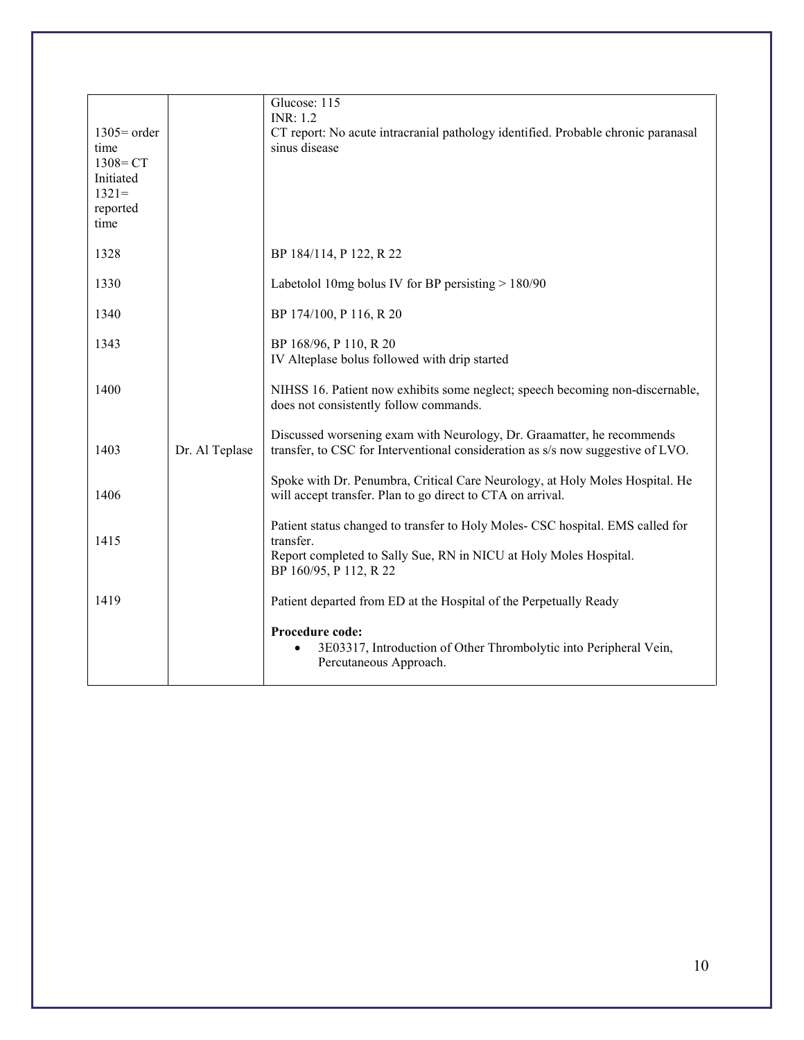|  |  |  |
| --- | --- | --- |
| 1305= order time<br>1308= CT Initiated<br>1321= reported time |  | Glucose: 115<br>INR: 1.2<br>CT report: No acute intracranial pathology identified. Probable chronic paranasal sinus disease |
| 1328 |  | BP 184/114, P 122, R 22 |
| 1330 |  | Labetolol 10mg bolus IV for BP persisting > 180/90 |
| 1340 |  | BP 174/100, P 116, R 20 |
| 1343 |  | BP 168/96, P 110, R 20<br>IV Alteplase bolus followed with drip started |
| 1400 |  | NIHSS 16. Patient now exhibits some neglect; speech becoming non-discernable, does not consistently follow commands. |
| 1403 | Dr. Al Teplase | Discussed worsening exam with Neurology, Dr. Graamatter, he recommends transfer, to CSC for Interventional consideration as s/s now suggestive of LVO. |
| 1406 |  | Spoke with Dr. Penumbra, Critical Care Neurology, at Holy Moles Hospital. He will accept transfer. Plan to go direct to CTA on arrival. |
| 1415 |  | Patient status changed to transfer to Holy Moles- CSC hospital. EMS called for transfer.<br>Report completed to Sally Sue, RN in NICU at Holy Moles Hospital.<br>BP 160/95, P 112, R 22 |
| 1419 |  | Patient departed from ED at the Hospital of the Perpetually Ready |
|  |  | **Procedure code:**<br>• 3E03317, Introduction of Other Thrombolytic into Peripheral Vein, Percutaneous Approach. |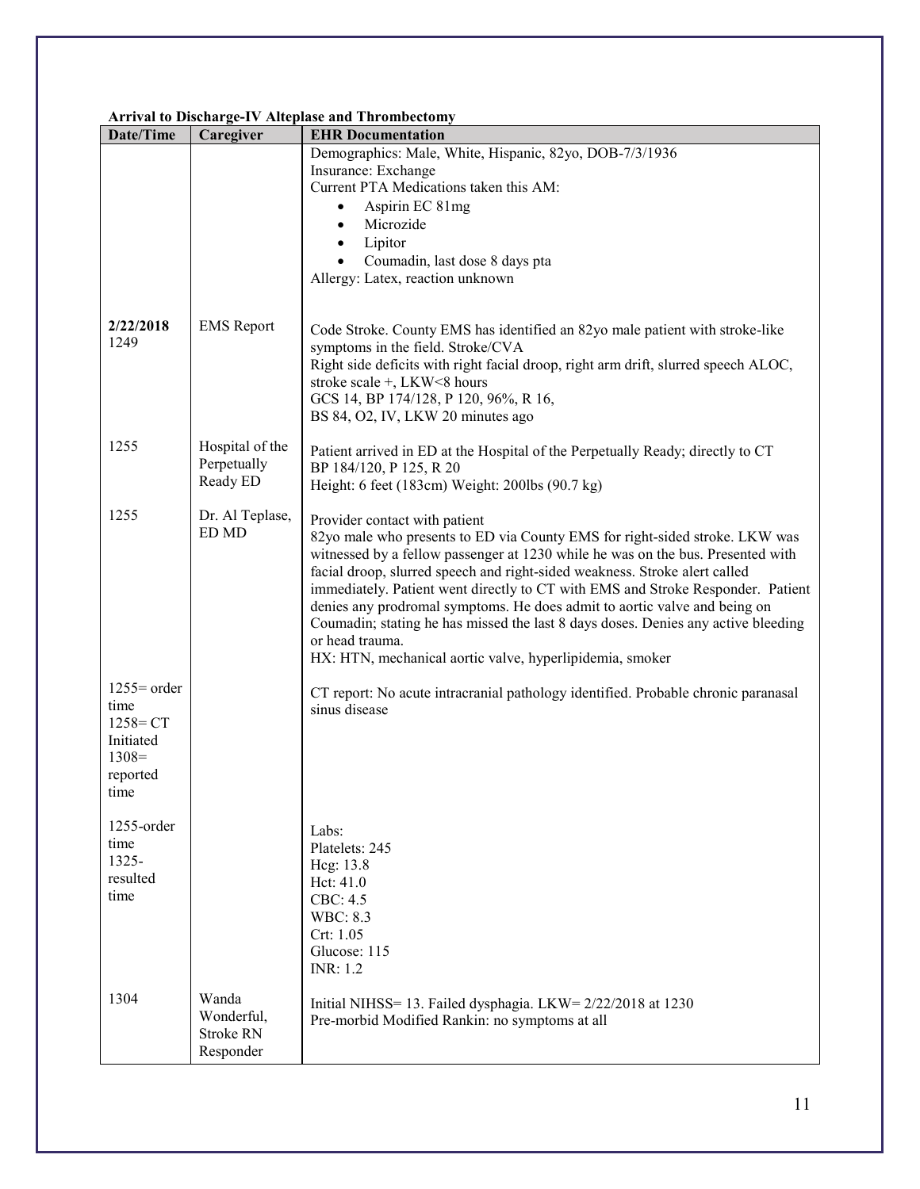**Arrival to Discharge-IV Alteplase and Thrombectomy**

| Date/Time | Caregiver | EHR Documentation |
|---|---|---|
| | | Demographics: Male, White, Hispanic, 82yo, DOB-7/3/1936<br>Insurance: Exchange<br>Current PTA Medications taken this AM:<br>• Aspirin EC 81mg<br>• Microzide<br>• Lipitor<br>• Coumadin, last dose 8 days pta<br>Allergy: Latex, reaction unknown |
| **2/22/2018** 1249 | EMS Report | Code Stroke. County EMS has identified an 82yo male patient with stroke-like symptoms in the field. Stroke/CVA<br>Right side deficits with right facial droop, right arm drift, slurred speech ALOC, stroke scale +, LKW<8 hours<br>GCS 14, BP 174/128, P 120, 96%, R 16,<br>BS 84, O2, IV, LKW 20 minutes ago |
| 1255 | Hospital of the Perpetually Ready ED | Patient arrived in ED at the Hospital of the Perpetually Ready; directly to CT<br>BP 184/120, P 125, R 20<br>Height: 6 feet (183cm) Weight: 200lbs (90.7 kg) |
| 1255 | Dr. Al Teplase, ED MD | Provider contact with patient<br>82yo male who presents to ED via County EMS for right-sided stroke. LKW was witnessed by a fellow passenger at 1230 while he was on the bus. Presented with facial droop, slurred speech and right-sided weakness. Stroke alert called immediately. Patient went directly to CT with EMS and Stroke Responder. Patient denies any prodromal symptoms. He does admit to aortic valve and being on Coumadin; stating he has missed the last 8 days doses. Denies any active bleeding or head trauma.<br>HX: HTN, mechanical aortic valve, hyperlipidemia, smoker |
| 1255= order time<br>1258= CT Initiated<br>1308= reported time | | CT report: No acute intracranial pathology identified. Probable chronic paranasal sinus disease |
| 1255-order time<br>1325-resulted time | | Labs:<br>Platelets: 245<br>Hcg: 13.8<br>Hct: 41.0<br>CBC: 4.5<br>WBC: 8.3<br>Crt: 1.05<br>Glucose: 115<br>INR: 1.2 |
| 1304 | Wanda Wonderful, Stroke RN Responder | Initial NIHSS= 13. Failed dysphagia. LKW= 2/22/2018 at 1230<br>Pre-morbid Modified Rankin: no symptoms at all |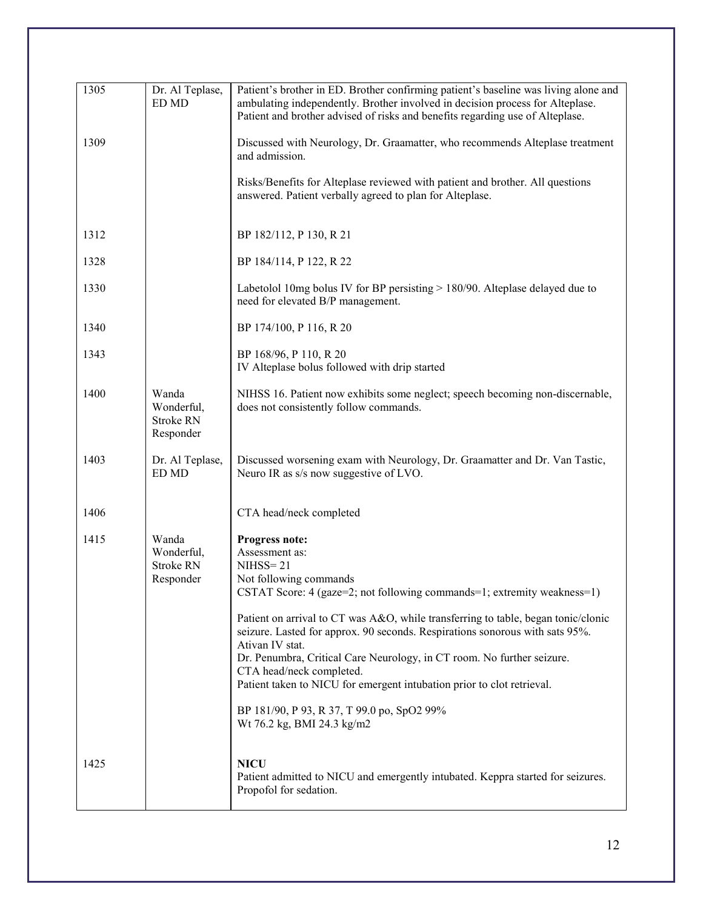| | | |
|---|---|---|
| 1305 | Dr. Al Teplase, ED MD | Patient's brother in ED. Brother confirming patient's baseline was living alone and ambulating independently. Brother involved in decision process for Alteplase. Patient and brother advised of risks and benefits regarding use of Alteplase. |
| 1309 | | Discussed with Neurology, Dr. Graamatter, who recommends Alteplase treatment and admission.<br><br>Risks/Benefits for Alteplase reviewed with patient and brother. All questions answered. Patient verbally agreed to plan for Alteplase. |
| 1312 | | BP 182/112, P 130, R 21 |
| 1328 | | BP 184/114, P 122, R 22 |
| 1330 | | Labetolol 10mg bolus IV for BP persisting > 180/90. Alteplase delayed due to need for elevated B/P management. |
| 1340 | | BP 174/100, P 116, R 20 |
| 1343 | | BP 168/96, P 110, R 20<br>IV Alteplase bolus followed with drip started |
| 1400 | Wanda Wonderful, Stroke RN Responder | NIHSS 16. Patient now exhibits some neglect; speech becoming non-discernable, does not consistently follow commands. |
| 1403 | Dr. Al Teplase, ED MD | Discussed worsening exam with Neurology, Dr. Graamatter and Dr. Van Tastic, Neuro IR as s/s now suggestive of LVO. |
| 1406 | | CTA head/neck completed |
| 1415 | Wanda Wonderful, Stroke RN Responder | **Progress note:**<br>Assessment as:<br>NIHSS= 21<br>Not following commands<br>CSTAT Score: 4 (gaze=2; not following commands=1; extremity weakness=1)<br><br>Patient on arrival to CT was A&O, while transferring to table, began tonic/clonic seizure. Lasted for approx. 90 seconds. Respirations sonorous with sats 95%. Ativan IV stat.<br>Dr. Penumbra, Critical Care Neurology, in CT room. No further seizure.<br>CTA head/neck completed.<br>Patient taken to NICU for emergent intubation prior to clot retrieval.<br><br>BP 181/90, P 93, R 37, T 99.0 po, SpO2 99%<br>Wt 76.2 kg, BMI 24.3 kg/m2 |
| 1425 | | **NICU**<br>Patient admitted to NICU and emergently intubated. Keppra started for seizures. Propofol for sedation. |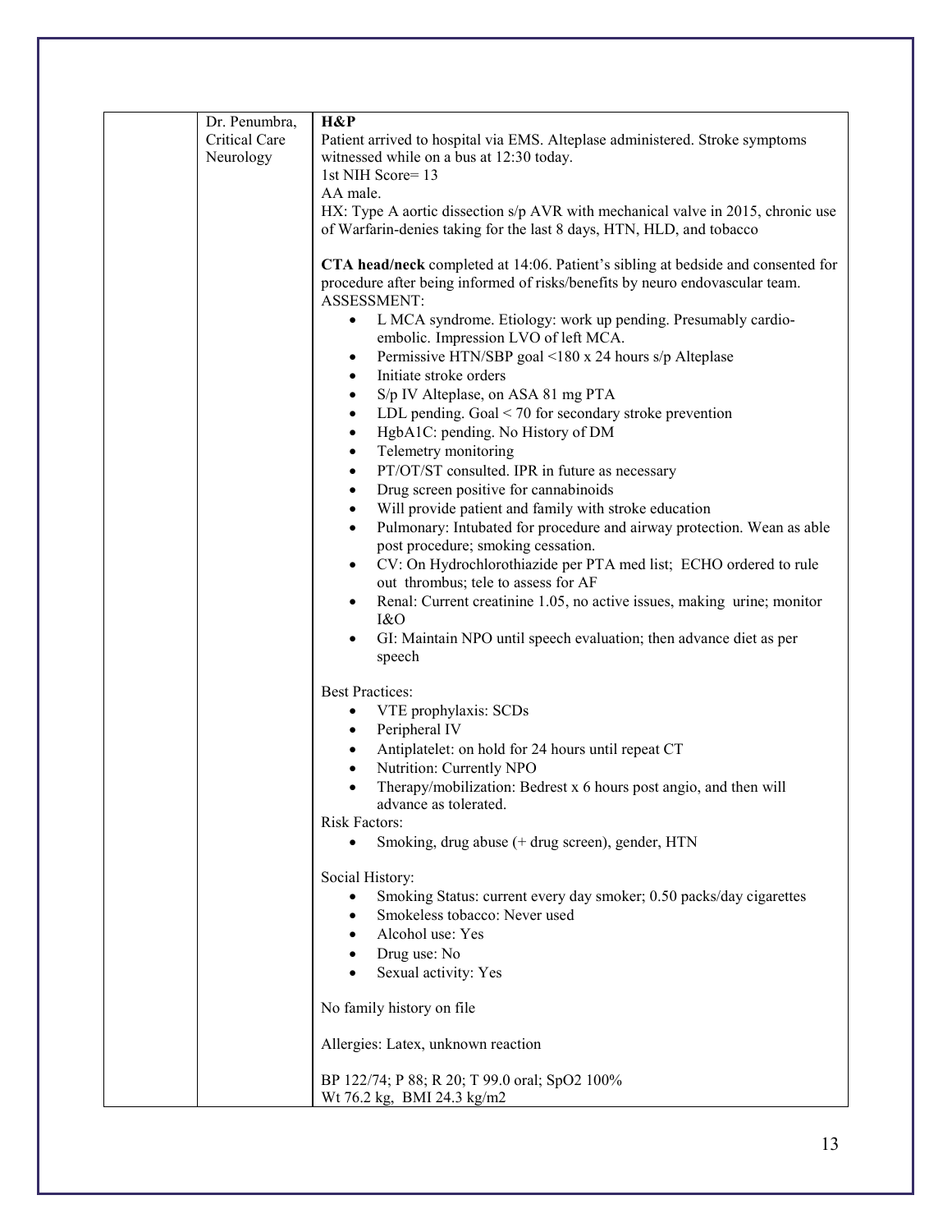| | | |
|---|---|---|
| | Dr. Penumbra, Critical Care Neurology | **H&P**<br>Patient arrived to hospital via EMS. Alteplase administered. Stroke symptoms witnessed while on a bus at 12:30 today.<br>1st NIH Score= 13<br>AA male.<br>HX: Type A aortic dissection s/p AVR with mechanical valve in 2015, chronic use of Warfarin-denies taking for the last 8 days, HTN, HLD, and tobacco<br><br>**CTA head/neck** completed at 14:06. Patient's sibling at bedside and consented for procedure after being informed of risks/benefits by neuro endovascular team.<br>ASSESSMENT:<br>• L MCA syndrome. Etiology: work up pending. Presumably cardio-embolic. Impression LVO of left MCA.<br>• Permissive HTN/SBP goal <180 x 24 hours s/p Alteplase<br>• Initiate stroke orders<br>• S/p IV Alteplase, on ASA 81 mg PTA<br>• LDL pending. Goal < 70 for secondary stroke prevention<br>• HgbA1C: pending. No History of DM<br>• Telemetry monitoring<br>• PT/OT/ST consulted. IPR in future as necessary<br>• Drug screen positive for cannabinoids<br>• Will provide patient and family with stroke education<br>• Pulmonary: Intubated for procedure and airway protection. Wean as able post procedure; smoking cessation.<br>• CV: On Hydrochlorothiazide per PTA med list; ECHO ordered to rule out thrombus; tele to assess for AF<br>• Renal: Current creatinine 1.05, no active issues, making urine; monitor I&O<br>• GI: Maintain NPO until speech evaluation; then advance diet as per speech<br><br>Best Practices:<br>• VTE prophylaxis: SCDs<br>• Peripheral IV<br>• Antiplatelet: on hold for 24 hours until repeat CT<br>• Nutrition: Currently NPO<br>• Therapy/mobilization: Bedrest x 6 hours post angio, and then will advance as tolerated.<br>Risk Factors:<br>• Smoking, drug abuse (+ drug screen), gender, HTN<br><br>Social History:<br>• Smoking Status: current every day smoker; 0.50 packs/day cigarettes<br>• Smokeless tobacco: Never used<br>• Alcohol use: Yes<br>• Drug use: No<br>• Sexual activity: Yes<br><br>No family history on file<br><br>Allergies: Latex, unknown reaction<br><br>BP 122/74; P 88; R 20; T 99.0 oral; SpO2 100%<br>Wt 76.2 kg, BMI 24.3 kg/m2 |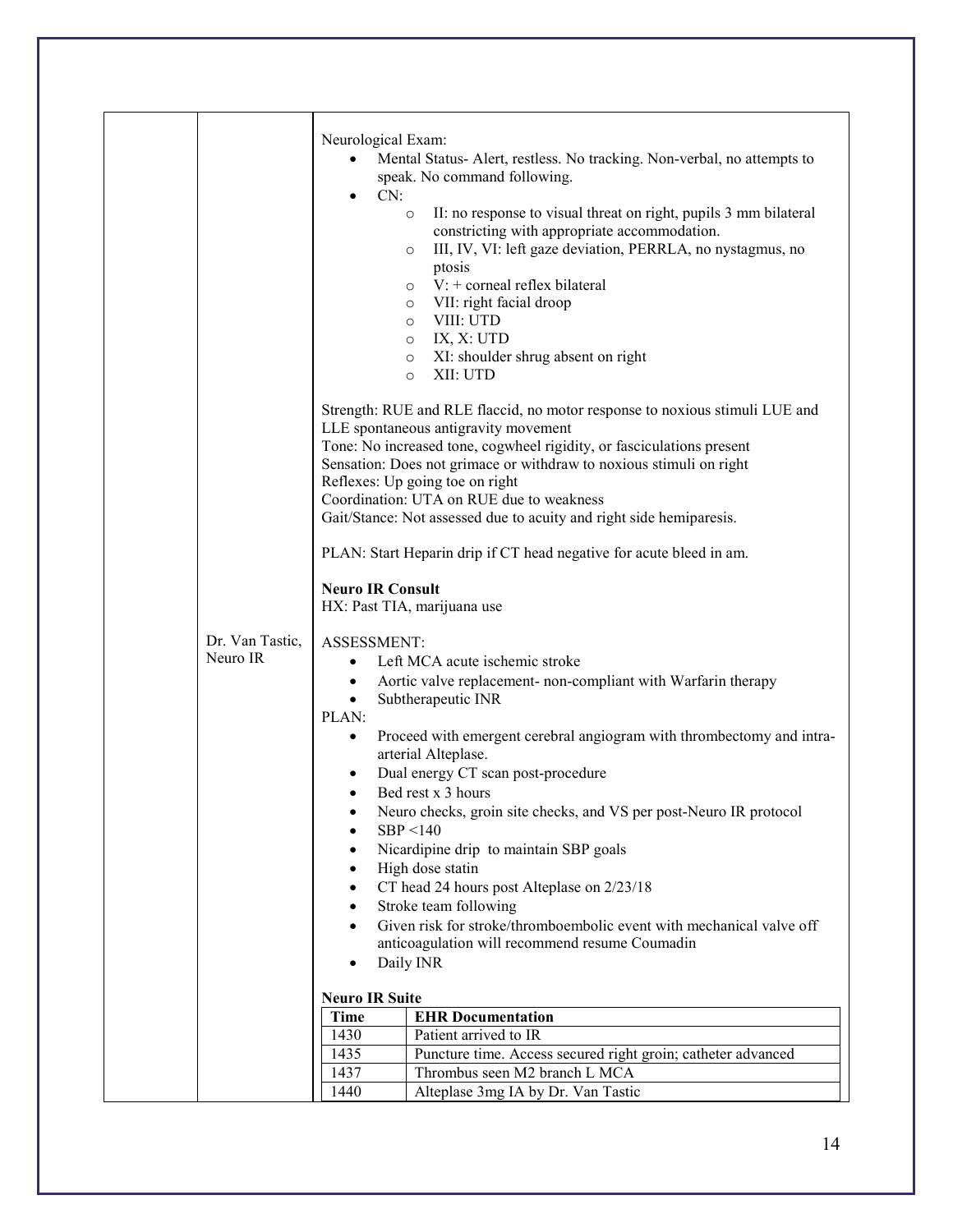| | | |
|---|---|---|
| | | Neurological Exam:<br>• Mental Status- Alert, restless. No tracking. Non-verbal, no attempts to speak. No command following.<br>• CN:<br>  ○ II: no response to visual threat on right, pupils 3 mm bilateral constricting with appropriate accommodation.<br>  ○ III, IV, VI: left gaze deviation, PERRLA, no nystagmus, no ptosis<br>  ○ V: + corneal reflex bilateral<br>  ○ VII: right facial droop<br>  ○ VIII: UTD<br>  ○ IX, X: UTD<br>  ○ XI: shoulder shrug absent on right<br>  ○ XII: UTD<br><br>Strength: RUE and RLE flaccid, no motor response to noxious stimuli LUE and LLE spontaneous antigravity movement<br>Tone: No increased tone, cogwheel rigidity, or fasciculations present<br>Sensation: Does not grimace or withdraw to noxious stimuli on right<br>Reflexes: Up going toe on right<br>Coordination: UTA on RUE due to weakness<br>Gait/Stance: Not assessed due to acuity and right side hemiparesis.<br><br>PLAN: Start Heparin drip if CT head negative for acute bleed in am. |
| | Dr. Van Tastic, Neuro IR | **Neuro IR Consult**<br>HX: Past TIA, marijuana use<br><br>ASSESSMENT:<br>• Left MCA acute ischemic stroke<br>• Aortic valve replacement- non-compliant with Warfarin therapy<br>• Subtherapeutic INR<br>PLAN:<br>• Proceed with emergent cerebral angiogram with thrombectomy and intra-arterial Alteplase.<br>• Dual energy CT scan post-procedure<br>• Bed rest x 3 hours<br>• Neuro checks, groin site checks, and VS per post-Neuro IR protocol<br>• SBP <140<br>• Nicardipine drip to maintain SBP goals<br>• High dose statin<br>• CT head 24 hours post Alteplase on 2/23/18<br>• Stroke team following<br>• Given risk for stroke/thromboembolic event with mechanical valve off anticoagulation will recommend resume Coumadin<br>• Daily INR<br><br>**Neuro IR Suite** |

| Time | EHR Documentation |
|---|---|
| 1430 | Patient arrived to IR |
| 1435 | Puncture time. Access secured right groin; catheter advanced |
| 1437 | Thrombus seen M2 branch L MCA |
| 1440 | Alteplase 3mg IA by Dr. Van Tastic |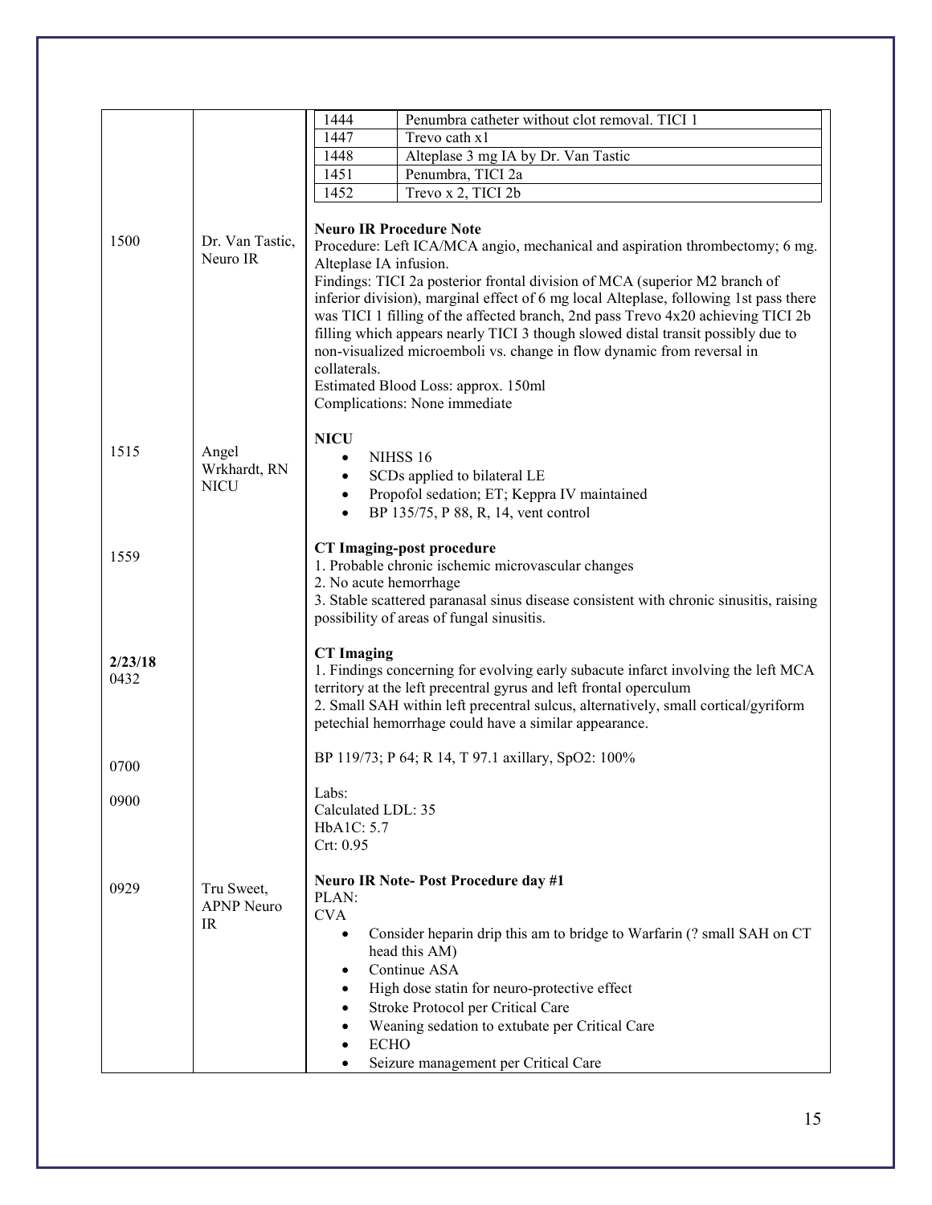| | | |
|---|---|---|
| | | 1444 — Penumbra catheter without clot removal. TICI 1<br>1447 — Trevo cath x1<br>1448 — Alteplase 3 mg IA by Dr. Van Tastic<br>1451 — Penumbra, TICI 2a<br>1452 — Trevo x 2, TICI 2b |
| 1500 | Dr. Van Tastic, Neuro IR | **Neuro IR Procedure Note**<br>Procedure: Left ICA/MCA angio, mechanical and aspiration thrombectomy; 6 mg. Alteplase IA infusion.<br>Findings: TICI 2a posterior frontal division of MCA (superior M2 branch of inferior division), marginal effect of 6 mg local Alteplase, following 1st pass there was TICI 1 filling of the affected branch, 2nd pass Trevo 4x20 achieving TICI 2b filling which appears nearly TICI 3 though slowed distal transit possibly due to non-visualized microemboli vs. change in flow dynamic from reversal in collaterals.<br>Estimated Blood Loss: approx. 150ml<br>Complications: None immediate |
| 1515 | Angel Wrkhardt, RN NICU | **NICU**<br>• NIHSS 16<br>• SCDs applied to bilateral LE<br>• Propofol sedation; ET; Keppra IV maintained<br>• BP 135/75, P 88, R, 14, vent control |
| 1559 | | **CT Imaging-post procedure**<br>1. Probable chronic ischemic microvascular changes<br>2. No acute hemorrhage<br>3. Stable scattered paranasal sinus disease consistent with chronic sinusitis, raising possibility of areas of fungal sinusitis. |
| **2/23/18** 0432 | | **CT Imaging**<br>1. Findings concerning for evolving early subacute infarct involving the left MCA territory at the left precentral gyrus and left frontal operculum<br>2. Small SAH within left precentral sulcus, alternatively, small cortical/gyriform petechial hemorrhage could have a similar appearance. |
| 0700 | | BP 119/73; P 64; R 14, T 97.1 axillary, SpO2: 100% |
| 0900 | | Labs:<br>Calculated LDL: 35<br>HbA1C: 5.7<br>Crt: 0.95 |
| 0929 | Tru Sweet, APNP Neuro IR | **Neuro IR Note- Post Procedure day #1**<br>PLAN:<br>CVA<br>• Consider heparin drip this am to bridge to Warfarin (? small SAH on CT head this AM)<br>• Continue ASA<br>• High dose statin for neuro-protective effect<br>• Stroke Protocol per Critical Care<br>• Weaning sedation to extubate per Critical Care<br>• ECHO<br>• Seizure management per Critical Care |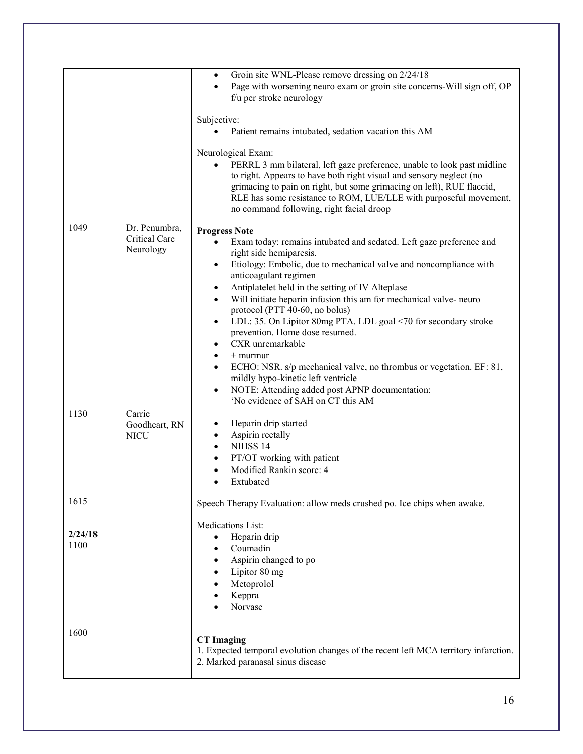| | | |
|---|---|---|
| | | • Groin site WNL-Please remove dressing on 2/24/18<br>• Page with worsening neuro exam or groin site concerns-Will sign off, OP f/u per stroke neurology<br><br>Subjective:<br>• Patient remains intubated, sedation vacation this AM<br><br>Neurological Exam:<br>• PERRL 3 mm bilateral, left gaze preference, unable to look past midline to right. Appears to have both right visual and sensory neglect (no grimacing to pain on right, but some grimacing on left), RUE flaccid, RLE has some resistance to ROM, LUE/LLE with purposeful movement, no command following, right facial droop |
| 1049 | Dr. Penumbra, Critical Care Neurology | **Progress Note**<br>• Exam today: remains intubated and sedated. Left gaze preference and right side hemiparesis.<br>• Etiology: Embolic, due to mechanical valve and noncompliance with anticoagulant regimen<br>• Antiplatelet held in the setting of IV Alteplase<br>• Will initiate heparin infusion this am for mechanical valve- neuro protocol (PTT 40-60, no bolus)<br>• LDL: 35. On Lipitor 80mg PTA. LDL goal <70 for secondary stroke prevention. Home dose resumed.<br>• CXR unremarkable<br>• + murmur<br>• ECHO: NSR. s/p mechanical valve, no thrombus or vegetation. EF: 81, mildly hypo-kinetic left ventricle<br>• NOTE: Attending added post APNP documentation: 'No evidence of SAH on CT this AM |
| 1130 | Carrie Goodheart, RN NICU | • Heparin drip started<br>• Aspirin rectally<br>• NIHSS 14<br>• PT/OT working with patient<br>• Modified Rankin score: 4<br>• Extubated |
| 1615 | | Speech Therapy Evaluation: allow meds crushed po. Ice chips when awake. |
| **2/24/18** 1100 | | Medications List:<br>• Heparin drip<br>• Coumadin<br>• Aspirin changed to po<br>• Lipitor 80 mg<br>• Metoprolol<br>• Keppra<br>• Norvasc |
| 1600 | | **CT Imaging**<br>1. Expected temporal evolution changes of the recent left MCA territory infarction.<br>2. Marked paranasal sinus disease |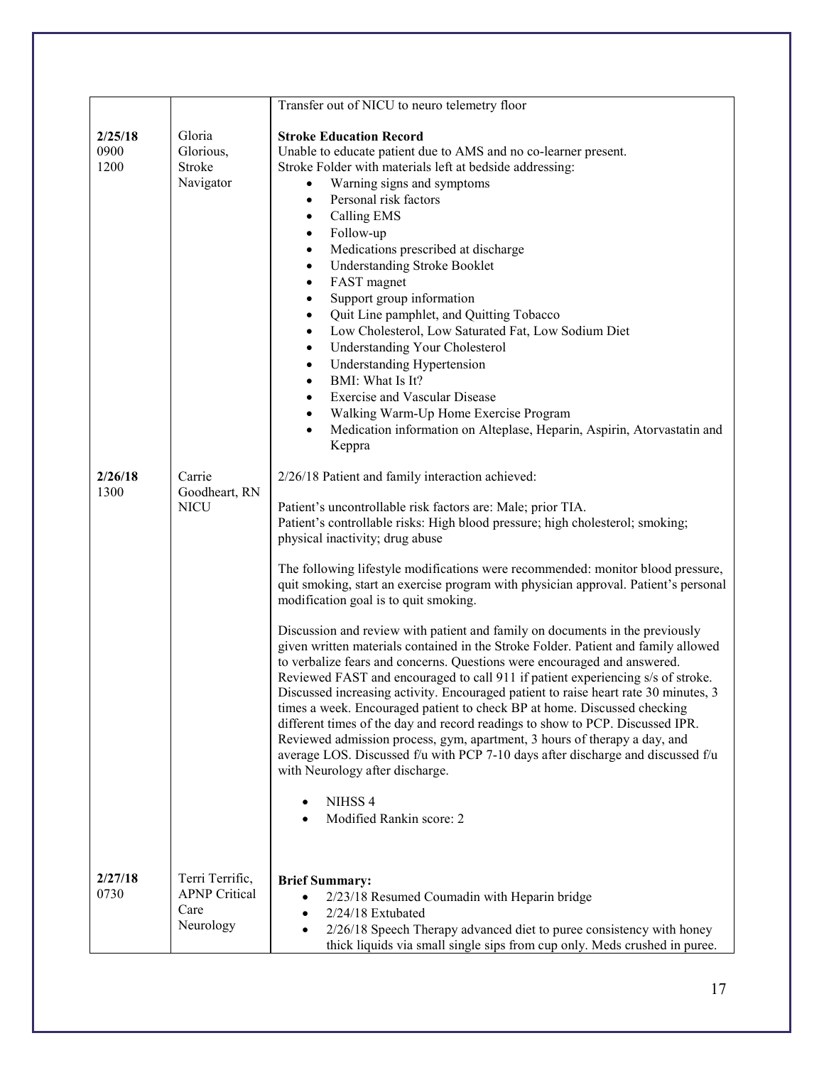| | | |
|---|---|---|
| | | Transfer out of NICU to neuro telemetry floor |
| **2/25/18**<br>0900<br>1200 | Gloria Glorious, Stroke Navigator | **Stroke Education Record**<br>Unable to educate patient due to AMS and no co-learner present.<br>Stroke Folder with materials left at bedside addressing:<br>• Warning signs and symptoms<br>• Personal risk factors<br>• Calling EMS<br>• Follow-up<br>• Medications prescribed at discharge<br>• Understanding Stroke Booklet<br>• FAST magnet<br>• Support group information<br>• Quit Line pamphlet, and Quitting Tobacco<br>• Low Cholesterol, Low Saturated Fat, Low Sodium Diet<br>• Understanding Your Cholesterol<br>• Understanding Hypertension<br>• BMI: What Is It?<br>• Exercise and Vascular Disease<br>• Walking Warm-Up Home Exercise Program<br>• Medication information on Alteplase, Heparin, Aspirin, Atorvastatin and Keppra |
| **2/26/18**<br>1300 | Carrie Goodheart, RN NICU | 2/26/18 Patient and family interaction achieved:<br><br>Patient's uncontrollable risk factors are: Male; prior TIA.<br>Patient's controllable risks: High blood pressure; high cholesterol; smoking; physical inactivity; drug abuse<br><br>The following lifestyle modifications were recommended: monitor blood pressure, quit smoking, start an exercise program with physician approval. Patient's personal modification goal is to quit smoking.<br><br>Discussion and review with patient and family on documents in the previously given written materials contained in the Stroke Folder. Patient and family allowed to verbalize fears and concerns. Questions were encouraged and answered. Reviewed FAST and encouraged to call 911 if patient experiencing s/s of stroke. Discussed increasing activity. Encouraged patient to raise heart rate 30 minutes, 3 times a week. Encouraged patient to check BP at home. Discussed checking different times of the day and record readings to show to PCP. Discussed IPR. Reviewed admission process, gym, apartment, 3 hours of therapy a day, and average LOS. Discussed f/u with PCP 7-10 days after discharge and discussed f/u with Neurology after discharge.<br><br>• NIHSS 4<br>• Modified Rankin score: 2 |
| **2/27/18**<br>0730 | Terri Terrific, APNP Critical Care Neurology | **Brief Summary:**<br>• 2/23/18 Resumed Coumadin with Heparin bridge<br>• 2/24/18 Extubated<br>• 2/26/18 Speech Therapy advanced diet to puree consistency with honey thick liquids via small single sips from cup only. Meds crushed in puree. |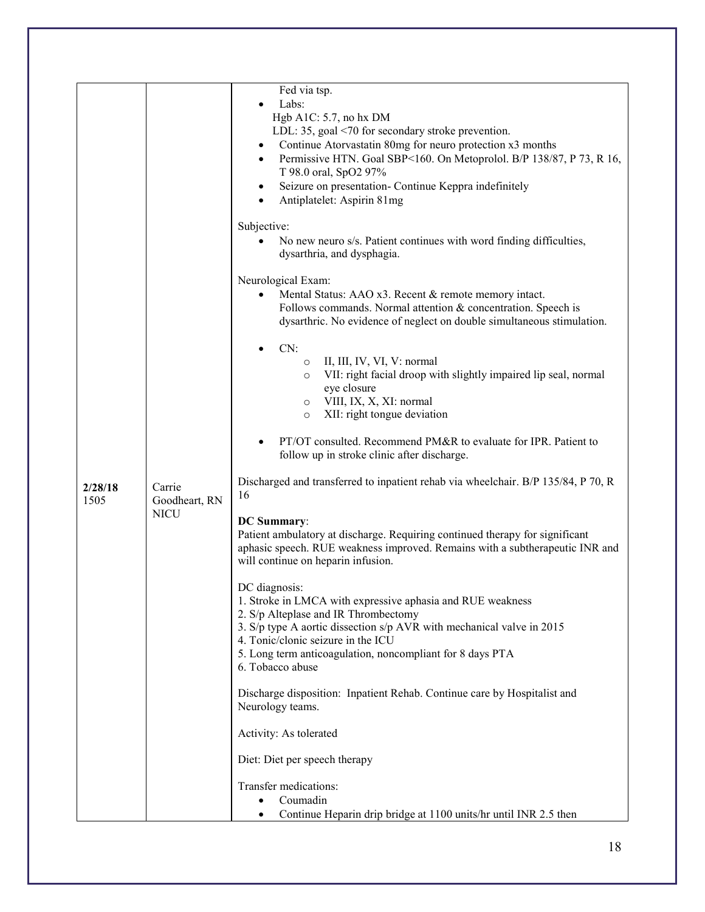| | | |
|---|---|---|
| | | Fed via tsp.<br>• Labs:<br>Hgb A1C: 5.7, no hx DM<br>LDL: 35, goal <70 for secondary stroke prevention.<br>• Continue Atorvastatin 80mg for neuro protection x3 months<br>• Permissive HTN. Goal SBP<160. On Metoprolol. B/P 138/87, P 73, R 16, T 98.0 oral, SpO2 97%<br>• Seizure on presentation- Continue Keppra indefinitely<br>• Antiplatelet: Aspirin 81mg<br><br>Subjective:<br>• No new neuro s/s. Patient continues with word finding difficulties, dysarthria, and dysphagia.<br><br>Neurological Exam:<br>• Mental Status: AAO x3. Recent & remote memory intact. Follows commands. Normal attention & concentration. Speech is dysarthric. No evidence of neglect on double simultaneous stimulation.<br><br>• CN:<br>  ○ II, III, IV, VI, V: normal<br>  ○ VII: right facial droop with slightly impaired lip seal, normal eye closure<br>  ○ VIII, IX, X, XI: normal<br>  ○ XII: right tongue deviation<br><br>• PT/OT consulted. Recommend PM&R to evaluate for IPR. Patient to follow up in stroke clinic after discharge. |
| **2/28/18** 1505 | Carrie Goodheart, RN NICU | Discharged and transferred to inpatient rehab via wheelchair. B/P 135/84, P 70, R 16<br><br>**DC Summary**:<br>Patient ambulatory at discharge. Requiring continued therapy for significant aphasic speech. RUE weakness improved. Remains with a subtherapeutic INR and will continue on heparin infusion.<br><br>DC diagnosis:<br>1. Stroke in LMCA with expressive aphasia and RUE weakness<br>2. S/p Alteplase and IR Thrombectomy<br>3. S/p type A aortic dissection s/p AVR with mechanical valve in 2015<br>4. Tonic/clonic seizure in the ICU<br>5. Long term anticoagulation, noncompliant for 8 days PTA<br>6. Tobacco abuse<br><br>Discharge disposition: Inpatient Rehab. Continue care by Hospitalist and Neurology teams.<br><br>Activity: As tolerated<br><br>Diet: Diet per speech therapy<br><br>Transfer medications:<br>• Coumadin<br>• Continue Heparin drip bridge at 1100 units/hr until INR 2.5 then |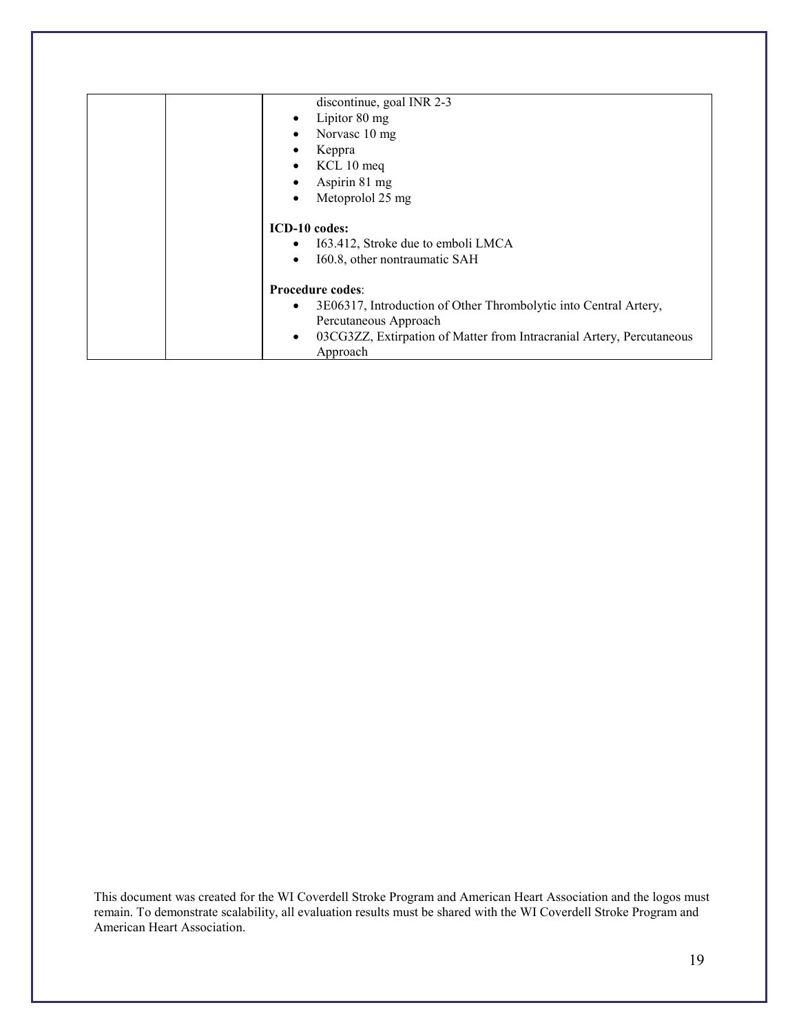| | | |
|---|---|---|
| | | discontinue, goal INR 2-3<br>• Lipitor 80 mg<br>• Norvasc 10 mg<br>• Keppra<br>• KCL 10 meq<br>• Aspirin 81 mg<br>• Metoprolol 25 mg<br><br>**ICD-10 codes:**<br>• I63.412, Stroke due to emboli LMCA<br>• I60.8, other nontraumatic SAH<br><br>**Procedure codes**:<br>• 3E06317, Introduction of Other Thrombolytic into Central Artery, Percutaneous Approach<br>• 03CG3ZZ, Extirpation of Matter from Intracranial Artery, Percutaneous Approach |

This document was created for the WI Coverdell Stroke Program and American Heart Association and the logos must remain. To demonstrate scalability, all evaluation results must be shared with the WI Coverdell Stroke Program and American Heart Association.